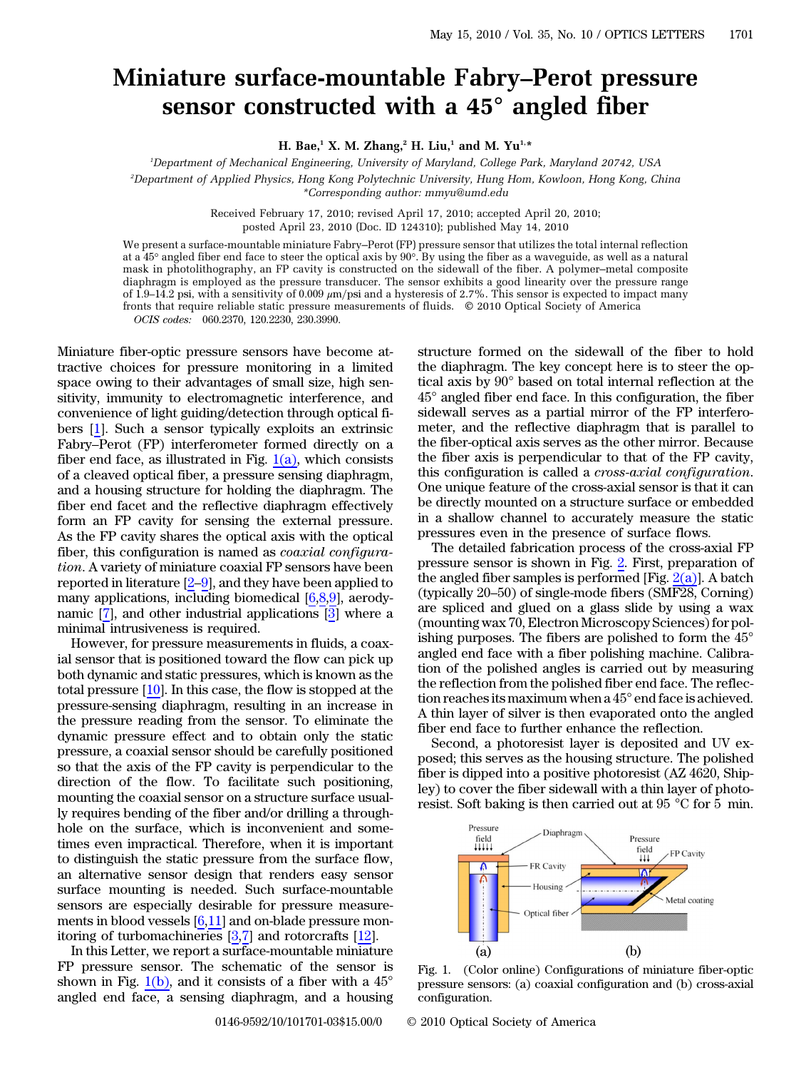# Miniature surface-mountable Fabry–Perot pressure sensor constructed with a 45° angled fiber

**H. Bae,[1] X. M. Zhang,[2] H. Liu,[1] and M. Yu[1,*]**

[1]Department of Mechanical Engineering, University of Maryland, College Park, Maryland 20742, USA

[2]Department of Applied Physics, Hong Kong Polytechnic University, Hung Hom, Kowloon, Hong Kong, China

*Corresponding author: mmyu@umd.edu

Received February 17, 2010; revised April 17, 2010; accepted April 20, 2010; posted April 23, 2010 (Doc. ID 124310); published May 14, 2010

We present a surface-mountable miniature Fabry–Perot (FP) pressure sensor that utilizes the total internal reflection at a 45° angled fiber end face to steer the optical axis by 90°. By using the fiber as a waveguide, as well as a natural mask in photolithography, an FP cavity is constructed on the sidewall of the fiber. A polymer–metal composite diaphragm is employed as the pressure transducer. The sensor exhibits a good linearity over the pressure range of 1.9–14.2 psi, with a sensitivity of 0.009 μm/psi and a hysteresis of 2.7%. This sensor is expected to impact many fronts that require reliable static pressure measurements of fluids. © 2010 Optical Society of America

*OCIS codes:* 060.2370, 120.2230, 230.3990.

Miniature fiber-optic pressure sensors have become attractive choices for pressure monitoring in a limited space owing to their advantages of small size, high sensitivity, immunity to electromagnetic interference, and convenience of light guiding/detection through optical fibers [1]. Such a sensor typically exploits an extrinsic Fabry–Perot (FP) interferometer formed directly on a fiber end face, as illustrated in Fig. 1(a), which consists of a cleaved optical fiber, a pressure sensing diaphragm, and a housing structure for holding the diaphragm. The fiber end facet and the reflective diaphragm effectively form an FP cavity for sensing the external pressure. As the FP cavity shares the optical axis with the optical fiber, this configuration is named as *coaxial configuration*. A variety of miniature coaxial FP sensors have been reported in literature [2–9], and they have been applied to many applications, including biomedical [6,8,9], aerodynamic [7], and other industrial applications [3] where a minimal intrusiveness is required.

However, for pressure measurements in fluids, a coaxial sensor that is positioned toward the flow can pick up both dynamic and static pressures, which is known as the total pressure [10]. In this case, the flow is stopped at the pressure-sensing diaphragm, resulting in an increase in the pressure reading from the sensor. To eliminate the dynamic pressure effect and to obtain only the static pressure, a coaxial sensor should be carefully positioned so that the axis of the FP cavity is perpendicular to the direction of the flow. To facilitate such positioning, mounting the coaxial sensor on a structure surface usually requires bending of the fiber and/or drilling a through-hole on the surface, which is inconvenient and sometimes even impractical. Therefore, when it is important to distinguish the static pressure from the surface flow, an alternative sensor design that renders easy sensor surface mounting is needed. Such surface-mountable sensors are especially desirable for pressure measurements in blood vessels [6,11] and on-blade pressure monitoring of turbomachineries [3,7] and rotorcrafts [12].

In this Letter, we report a surface-mountable miniature FP pressure sensor. The schematic of the sensor is shown in Fig. 1(b), and it consists of a fiber with a 45° angled end face, a sensing diaphragm, and a housing structure formed on the sidewall of the fiber to hold the diaphragm. The key concept here is to steer the optical axis by 90° based on total internal reflection at the 45° angled fiber end face. In this configuration, the fiber sidewall serves as a partial mirror of the FP interferometer, and the reflective diaphragm that is parallel to the fiber-optical axis serves as the other mirror. Because the fiber axis is perpendicular to that of the FP cavity, this configuration is called a *cross-axial configuration*. One unique feature of the cross-axial sensor is that it can be directly mounted on a structure surface or embedded in a shallow channel to accurately measure the static pressures even in the presence of surface flows.

The detailed fabrication process of the cross-axial FP pressure sensor is shown in Fig. 2. First, preparation of the angled fiber samples is performed [Fig. 2(a)]. A batch (typically 20–50) of single-mode fibers (SMF28, Corning) are spliced and glued on a glass slide by using a wax (mounting wax 70, Electron Microscopy Sciences) for polishing purposes. The fibers are polished to form the 45° angled end face with a fiber polishing machine. Calibration of the polished angles is carried out by measuring the reflection from the polished fiber end face. The reflection reaches its maximum when a 45° end face is achieved. A thin layer of silver is then evaporated onto the angled fiber end face to further enhance the reflection.

Second, a photoresist layer is deposited and UV exposed; this serves as the housing structure. The polished fiber is dipped into a positive photoresist (AZ 4620, Shipley) to cover the fiber sidewall with a thin layer of photoresist. Soft baking is then carried out at 95 °C for 5 min.

Fig. 1. (Color online) Configurations of miniature fiber-optic pressure sensors: (a) coaxial configuration and (b) cross-axial configuration.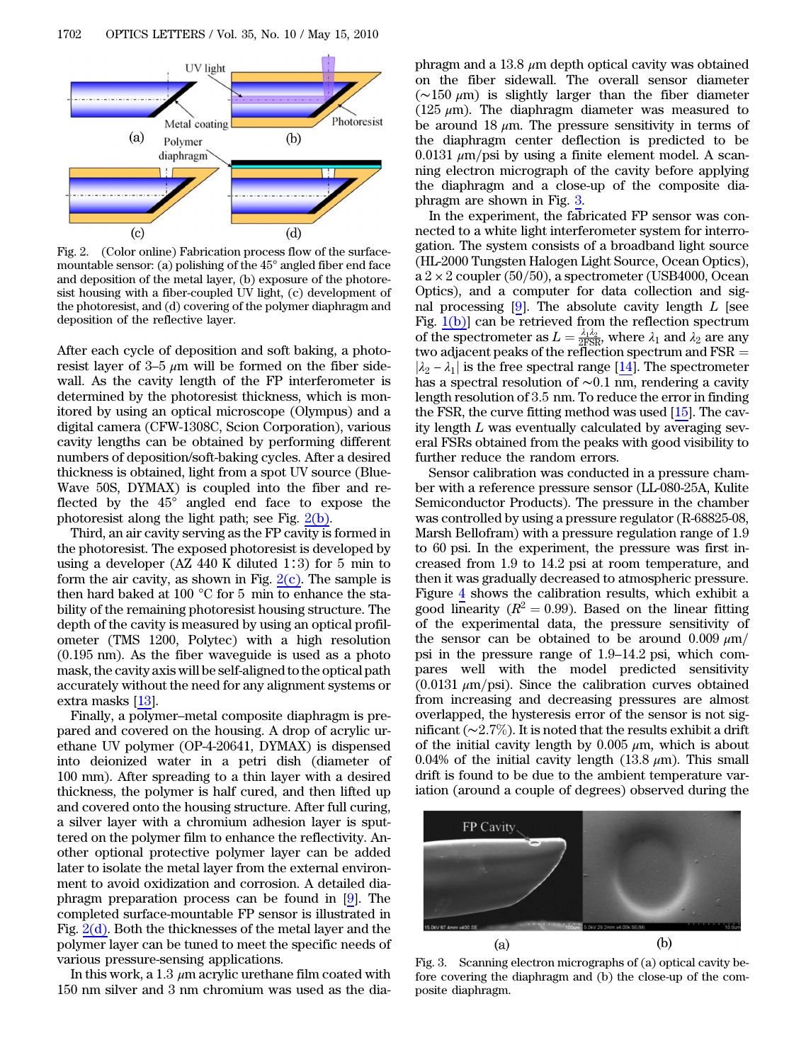Fig. 2. (Color online) Fabrication process flow of the surface-mountable sensor: (a) polishing of the 45° angled fiber end face and deposition of the metal layer, (b) exposure of the photoresist housing with a fiber-coupled UV light, (c) development of the photoresist, and (d) covering of the polymer diaphragm and deposition of the reflective layer.

After each cycle of deposition and soft baking, a photoresist layer of 3–5 $\mu$m will be formed on the fiber sidewall. As the cavity length of the FP interferometer is determined by the photoresist thickness, which is monitored by using an optical microscope (Olympus) and a digital camera (CFW-1308C, Scion Corporation), various cavity lengths can be obtained by performing different numbers of deposition/soft-baking cycles. After a desired thickness is obtained, light from a spot UV source (BlueWave 50S, DYMAX) is coupled into the fiber and reflected by the 45° angled end face to expose the photoresist along the light path; see Fig. 2(b).

Third, an air cavity serving as the FP cavity is formed in the photoresist. The exposed photoresist is developed by using a developer (AZ 440 K diluted 1∶3) for 5 min to form the air cavity, as shown in Fig. 2(c). The sample is then hard baked at 100 °C for 5 min to enhance the stability of the remaining photoresist housing structure. The depth of the cavity is measured by using an optical profilometer (TMS 1200, Polytec) with a high resolution (0.195 nm). As the fiber waveguide is used as a photo mask, the cavity axis will be self-aligned to the optical path accurately without the need for any alignment systems or extra masks [13].

Finally, a polymer–metal composite diaphragm is prepared and covered on the housing. A drop of acrylic urethane UV polymer (OP-4-20641, DYMAX) is dispensed into deionized water in a petri dish (diameter of 100 mm). After spreading to a thin layer with a desired thickness, the polymer is half cured, and then lifted up and covered onto the housing structure. After full curing, a silver layer with a chromium adhesion layer is sputtered on the polymer film to enhance the reflectivity. Another optional protective polymer layer can be added later to isolate the metal layer from the external environment to avoid oxidization and corrosion. A detailed diaphragm preparation process can be found in [9]. The completed surface-mountable FP sensor is illustrated in Fig. 2(d). Both the thicknesses of the metal layer and the polymer layer can be tuned to meet the specific needs of various pressure-sensing applications.

In this work, a 1.3 $\mu$m acrylic urethane film coated with 150 nm silver and 3 nm chromium was used as the diaphragm and a 13.8 $\mu$m depth optical cavity was obtained on the fiber sidewall. The overall sensor diameter ($\sim$150 $\mu$m) is slightly larger than the fiber diameter (125 $\mu$m). The diaphragm diameter was measured to be around 18 $\mu$m. The pressure sensitivity in terms of the diaphragm center deflection is predicted to be 0.0131 $\mu$m/psi by using a finite element model. A scanning electron micrograph of the cavity before applying the diaphragm and a close-up of the composite diaphragm are shown in Fig. 3.

In the experiment, the fabricated FP sensor was connected to a white light interferometer system for interrogation. The system consists of a broadband light source (HL-2000 Tungsten Halogen Light Source, Ocean Optics), a $2 \times 2$ coupler (50/50), a spectrometer (USB4000, Ocean Optics), and a computer for data collection and signal processing [9]. The absolute cavity length $L$ [see Fig. 1(b)] can be retrieved from the reflection spectrum of the spectrometer as $L = \frac{\lambda_1 \lambda_2}{2\mathrm{FSR}}$, where $\lambda_1$ and $\lambda_2$ are any two adjacent peaks of the reflection spectrum and $\mathrm{FSR} = |\lambda_2 - \lambda_1|$ is the free spectral range [14]. The spectrometer has a spectral resolution of $\sim$0.1 nm, rendering a cavity length resolution of 3.5 nm. To reduce the error in finding the FSR, the curve fitting method was used [15]. The cavity length $L$ was eventually calculated by averaging several FSRs obtained from the peaks with good visibility to further reduce the random errors.

Sensor calibration was conducted in a pressure chamber with a reference pressure sensor (LL-080-25A, Kulite Semiconductor Products). The pressure in the chamber was controlled by using a pressure regulator (R-68825-08, Marsh Bellofram) with a pressure regulation range of 1.9 to 60 psi. In the experiment, the pressure was first increased from 1.9 to 14.2 psi at room temperature, and then it was gradually decreased to atmospheric pressure. Figure 4 shows the calibration results, which exhibit a good linearity ($R^2 = 0.99$). Based on the linear fitting of the experimental data, the pressure sensitivity of the sensor can be obtained to be around 0.009 $\mu$m/psi in the pressure range of 1.9–14.2 psi, which compares well with the model predicted sensitivity (0.0131 $\mu$m/psi). Since the calibration curves obtained from increasing and decreasing pressures are almost overlapped, the hysteresis error of the sensor is not significant ($\sim$2.7%). It is noted that the results exhibit a drift of the initial cavity length by 0.005 $\mu$m, which is about 0.04% of the initial cavity length (13.8 $\mu$m). This small drift is found to be due to the ambient temperature variation (around a couple of degrees) observed during the

Fig. 3. Scanning electron micrographs of (a) optical cavity before covering the diaphragm and (b) the close-up of the composite diaphragm.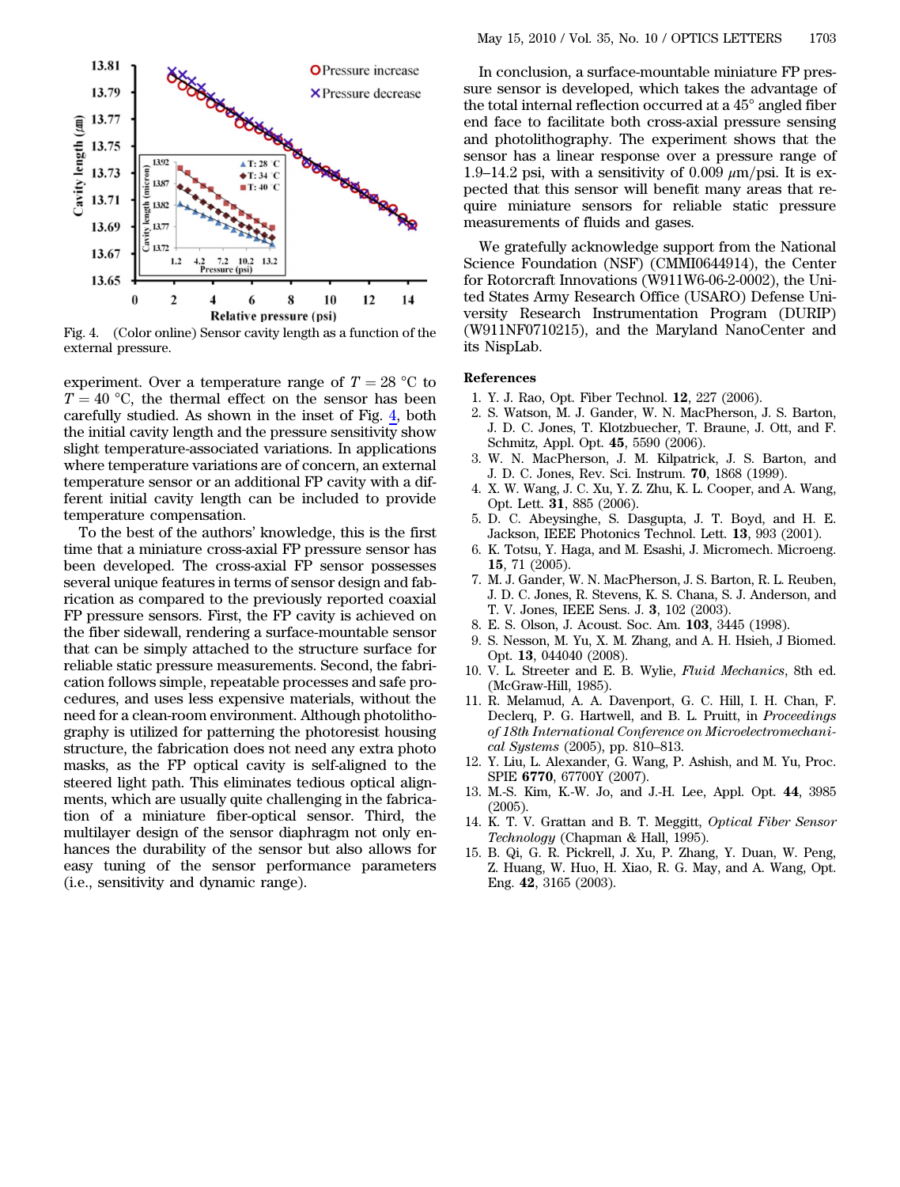13.81
13.79
13.77
13.75
13.73
13.71
13.69
13.67
13.65

Cavity length (μm)

0 2 4 6 8 10 12 14

Relative pressure (psi)

Pressure increase

Pressure decrease

Inset:

1392
1387
1382
1377
1372

Cavity length (micron)

1.2 4.2 7.2 10.2 13.2

Pressure (psi)

T: 28 °C
T: 34 °C
T: 40 °C

Fig. 4. (Color online) Sensor cavity length as a function of the external pressure.

experiment. Over a temperature range of $T=28$ °C to $T=40$ °C, the thermal effect on the sensor has been carefully studied. As shown in the inset of Fig. 4, both the initial cavity length and the pressure sensitivity show slight temperature-associated variations. In applications where temperature variations are of concern, an external temperature sensor or an additional FP cavity with a different initial cavity length can be included to provide temperature compensation.

To the best of the authors' knowledge, this is the first time that a miniature cross-axial FP pressure sensor has been developed. The cross-axial FP sensor possesses several unique features in terms of sensor design and fabrication as compared to the previously reported coaxial FP pressure sensors. First, the FP cavity is achieved on the fiber sidewall, rendering a surface-mountable sensor that can be simply attached to the structure surface for reliable static pressure measurements. Second, the fabrication follows simple, repeatable processes and safe procedures, and uses less expensive materials, without the need for a clean-room environment. Although photolithography is utilized for patterning the photoresist housing structure, the fabrication does not need any extra photo masks, as the FP optical cavity is self-aligned to the steered light path. This eliminates tedious optical alignments, which are usually quite challenging in the fabrication of a miniature fiber-optical sensor. Third, the multilayer design of the sensor diaphragm not only enhances the durability of the sensor but also allows for easy tuning of the sensor performance parameters (i.e., sensitivity and dynamic range).

In conclusion, a surface-mountable miniature FP pressure sensor is developed, which takes the advantage of the total internal reflection occurred at a 45° angled fiber end face to facilitate both cross-axial pressure sensing and photolithography. The experiment shows that the sensor has a linear response over a pressure range of 1.9–14.2 psi, with a sensitivity of 0.009 $\mu$m/psi. It is expected that this sensor will benefit many areas that require miniature sensors for reliable static pressure measurements of fluids and gases.

We gratefully acknowledge support from the National Science Foundation (NSF) (CMMI0644914), the Center for Rotorcraft Innovations (W911W6-06-2-0002), the United States Army Research Office (USARO) Defense University Research Instrumentation Program (DURIP) (W911NF0710215), and the Maryland NanoCenter and its NispLab.

## References

1. Y. J. Rao, Opt. Fiber Technol. **12**, 227 (2006).
2. S. Watson, M. J. Gander, W. N. MacPherson, J. S. Barton, J. D. C. Jones, T. Klotzbuecher, T. Braune, J. Ott, and F. Schmitz, Appl. Opt. **45**, 5590 (2006).
3. W. N. MacPherson, J. M. Kilpatrick, J. S. Barton, and J. D. C. Jones, Rev. Sci. Instrum. **70**, 1868 (1999).
4. X. W. Wang, J. C. Xu, Y. Z. Zhu, K. L. Cooper, and A. Wang, Opt. Lett. **31**, 885 (2006).
5. D. C. Abeysinghe, S. Dasgupta, J. T. Boyd, and H. E. Jackson, IEEE Photonics Technol. Lett. **13**, 993 (2001).
6. K. Totsu, Y. Haga, and M. Esashi, J. Micromech. Microeng. **15**, 71 (2005).
7. M. J. Gander, W. N. MacPherson, J. S. Barton, R. L. Reuben, J. D. C. Jones, R. Stevens, K. S. Chana, S. J. Anderson, and T. V. Jones, IEEE Sens. J. **3**, 102 (2003).
8. E. S. Olson, J. Acoust. Soc. Am. **103**, 3445 (1998).
9. S. Nesson, M. Yu, X. M. Zhang, and A. H. Hsieh, J Biomed. Opt. **13**, 044040 (2008).
10. V. L. Streeter and E. B. Wylie, *Fluid Mechanics*, 8th ed. (McGraw-Hill, 1985).
11. R. Melamud, A. A. Davenport, G. C. Hill, I. H. Chan, F. Declerq, P. G. Hartwell, and B. L. Pruitt, in *Proceedings of 18th International Conference on Microelectromechanical Systems* (2005), pp. 810–813.
12. Y. Liu, L. Alexander, G. Wang, P. Ashish, and M. Yu, Proc. SPIE **6770**, 67700Y (2007).
13. M.-S. Kim, K.-W. Jo, and J.-H. Lee, Appl. Opt. **44**, 3985 (2005).
14. K. T. V. Grattan and B. T. Meggitt, *Optical Fiber Sensor Technology* (Chapman & Hall, 1995).
15. B. Qi, G. R. Pickrell, J. Xu, P. Zhang, Y. Duan, W. Peng, Z. Huang, W. Huo, H. Xiao, R. G. May, and A. Wang, Opt. Eng. **42**, 3165 (2003).